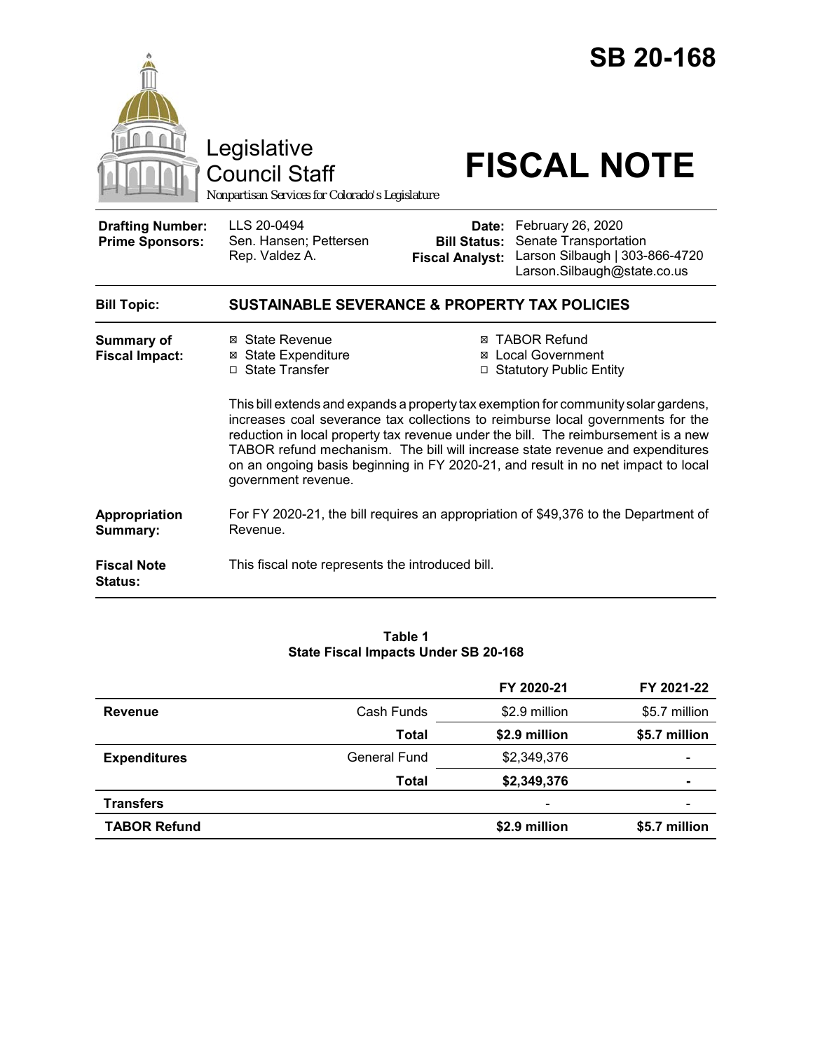# SB 20-168

Legislative Council Staff

*Nonpartisan Services for Colorado's Legislature*

# FISCAL NOTE

| | | | |
|---|---|---|---|
| **Drafting Number:** | LLS 20-0494 | **Date:** | February 26, 2020 |
| **Prime Sponsors:** | Sen. Hansen; Pettersen<br>Rep. Valdez A. | **Bill Status:** | Senate Transportation |
| | | **Fiscal Analyst:** | Larson Silbaugh \| 303-866-4720<br>Larson.Silbaugh@state.co.us |

| | |
|---|---|
| **Bill Topic:** | **SUSTAINABLE SEVERANCE & PROPERTY TAX POLICIES** |
| **Summary of Fiscal Impact:** | ☒ State Revenue<br>☒ State Expenditure<br>☐ State Transfer<br>☒ TABOR Refund<br>☒ Local Government<br>☐ Statutory Public Entity<br><br>This bill extends and expands a property tax exemption for community solar gardens, increases coal severance tax collections to reimburse local governments for the reduction in local property tax revenue under the bill. The reimbursement is a new TABOR refund mechanism. The bill will increase state revenue and expenditures on an ongoing basis beginning in FY 2020-21, and result in no net impact to local government revenue. |
| **Appropriation Summary:** | For FY 2020-21, the bill requires an appropriation of $49,376 to the Department of Revenue. |
| **Fiscal Note Status:** | This fiscal note represents the introduced bill. |

**Table 1**
**State Fiscal Impacts Under SB 20-168**

| | | FY 2020-21 | FY 2021-22 |
|---|---|---|---|
| **Revenue** | Cash Funds | $2.9 million | $5.7 million |
| | **Total** | **$2.9 million** | **$5.7 million** |
| **Expenditures** | General Fund | $2,349,376 | - |
| | **Total** | **$2,349,376** | **-** |
| **Transfers** | | - | - |
| **TABOR Refund** | | **$2.9 million** | **$5.7 million** |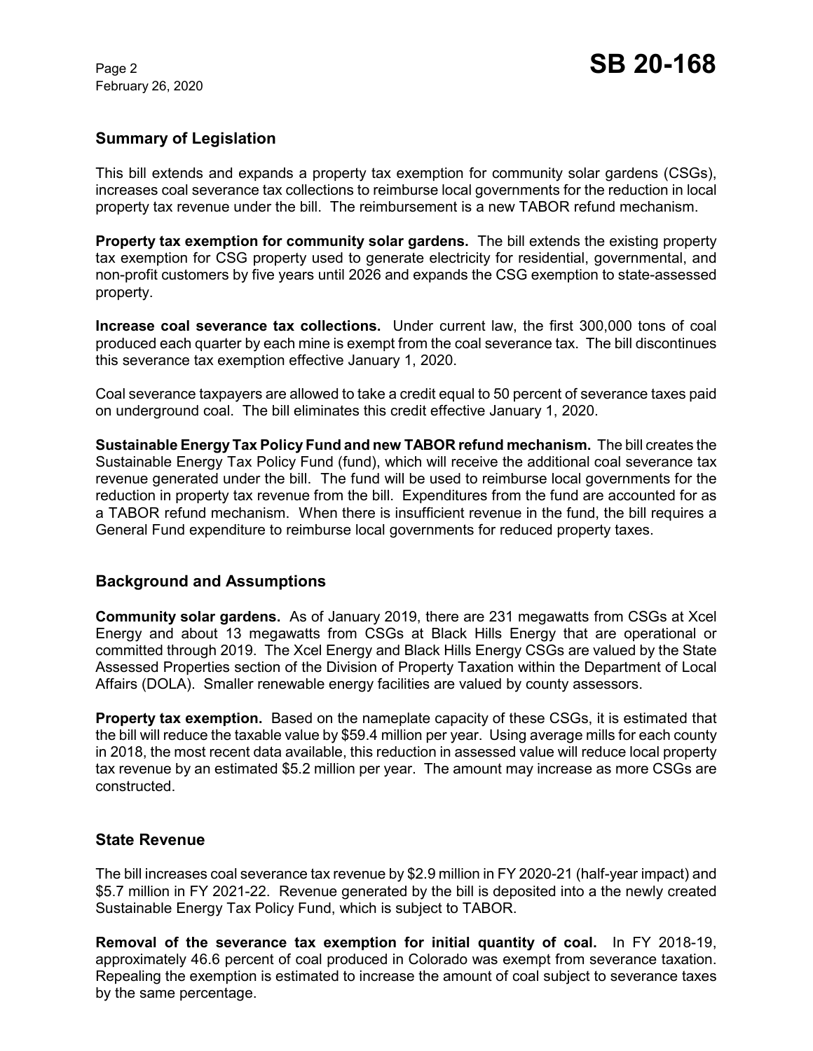## Summary of Legislation

This bill extends and expands a property tax exemption for community solar gardens (CSGs), increases coal severance tax collections to reimburse local governments for the reduction in local property tax revenue under the bill. The reimbursement is a new TABOR refund mechanism.

**Property tax exemption for community solar gardens.** The bill extends the existing property tax exemption for CSG property used to generate electricity for residential, governmental, and non-profit customers by five years until 2026 and expands the CSG exemption to state-assessed property.

**Increase coal severance tax collections.** Under current law, the first 300,000 tons of coal produced each quarter by each mine is exempt from the coal severance tax. The bill discontinues this severance tax exemption effective January 1, 2020.

Coal severance taxpayers are allowed to take a credit equal to 50 percent of severance taxes paid on underground coal. The bill eliminates this credit effective January 1, 2020.

**Sustainable Energy Tax Policy Fund and new TABOR refund mechanism.** The bill creates the Sustainable Energy Tax Policy Fund (fund), which will receive the additional coal severance tax revenue generated under the bill. The fund will be used to reimburse local governments for the reduction in property tax revenue from the bill. Expenditures from the fund are accounted for as a TABOR refund mechanism. When there is insufficient revenue in the fund, the bill requires a General Fund expenditure to reimburse local governments for reduced property taxes.

## Background and Assumptions

**Community solar gardens.** As of January 2019, there are 231 megawatts from CSGs at Xcel Energy and about 13 megawatts from CSGs at Black Hills Energy that are operational or committed through 2019. The Xcel Energy and Black Hills Energy CSGs are valued by the State Assessed Properties section of the Division of Property Taxation within the Department of Local Affairs (DOLA). Smaller renewable energy facilities are valued by county assessors.

**Property tax exemption.** Based on the nameplate capacity of these CSGs, it is estimated that the bill will reduce the taxable value by $59.4 million per year. Using average mills for each county in 2018, the most recent data available, this reduction in assessed value will reduce local property tax revenue by an estimated $5.2 million per year. The amount may increase as more CSGs are constructed.

## State Revenue

The bill increases coal severance tax revenue by $2.9 million in FY 2020-21 (half-year impact) and $5.7 million in FY 2021-22. Revenue generated by the bill is deposited into a the newly created Sustainable Energy Tax Policy Fund, which is subject to TABOR.

**Removal of the severance tax exemption for initial quantity of coal.** In FY 2018-19, approximately 46.6 percent of coal produced in Colorado was exempt from severance taxation. Repealing the exemption is estimated to increase the amount of coal subject to severance taxes by the same percentage.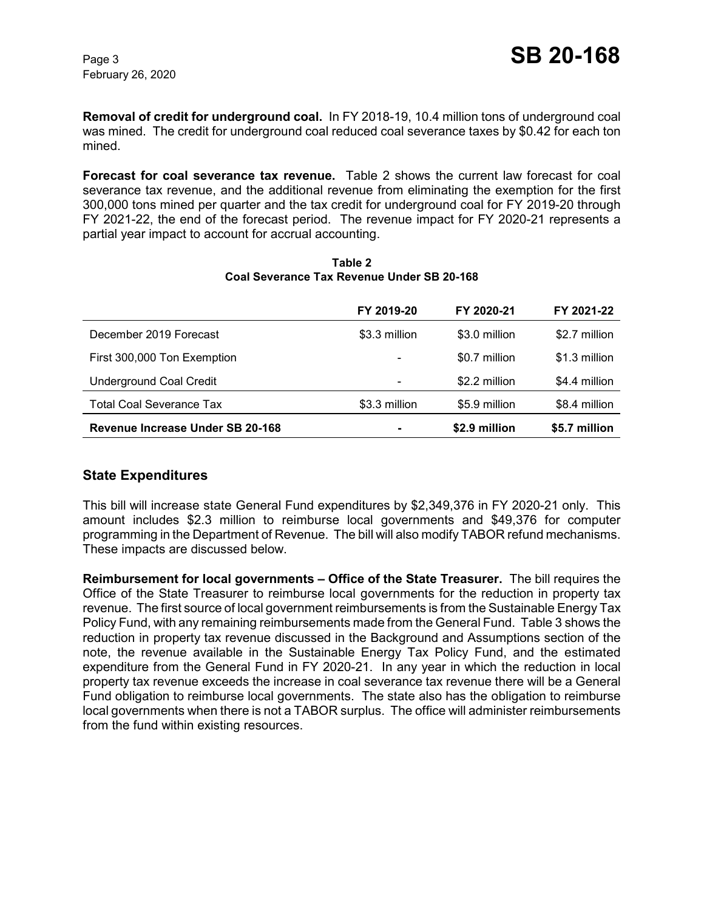**Removal of credit for underground coal.** In FY 2018-19, 10.4 million tons of underground coal was mined. The credit for underground coal reduced coal severance taxes by $0.42 for each ton mined.

**Forecast for coal severance tax revenue.** Table 2 shows the current law forecast for coal severance tax revenue, and the additional revenue from eliminating the exemption for the first 300,000 tons mined per quarter and the tax credit for underground coal for FY 2019-20 through FY 2021-22, the end of the forecast period. The revenue impact for FY 2020-21 represents a partial year impact to account for accrual accounting.

**Table 2**
**Coal Severance Tax Revenue Under SB 20-168**

| | FY 2019-20 | FY 2020-21 | FY 2021-22 |
|---|---|---|---|
| December 2019 Forecast | $3.3 million | $3.0 million | $2.7 million |
| First 300,000 Ton Exemption | - | $0.7 million | $1.3 million |
| Underground Coal Credit | - | $2.2 million | $4.4 million |
| Total Coal Severance Tax | $3.3 million | $5.9 million | $8.4 million |
| **Revenue Increase Under SB 20-168** | **-** | **$2.9 million** | **$5.7 million** |

## State Expenditures

This bill will increase state General Fund expenditures by $2,349,376 in FY 2020-21 only. This amount includes $2.3 million to reimburse local governments and $49,376 for computer programming in the Department of Revenue. The bill will also modify TABOR refund mechanisms. These impacts are discussed below.

**Reimbursement for local governments – Office of the State Treasurer.** The bill requires the Office of the State Treasurer to reimburse local governments for the reduction in property tax revenue. The first source of local government reimbursements is from the Sustainable Energy Tax Policy Fund, with any remaining reimbursements made from the General Fund. Table 3 shows the reduction in property tax revenue discussed in the Background and Assumptions section of the note, the revenue available in the Sustainable Energy Tax Policy Fund, and the estimated expenditure from the General Fund in FY 2020-21. In any year in which the reduction in local property tax revenue exceeds the increase in coal severance tax revenue there will be a General Fund obligation to reimburse local governments. The state also has the obligation to reimburse local governments when there is not a TABOR surplus. The office will administer reimbursements from the fund within existing resources.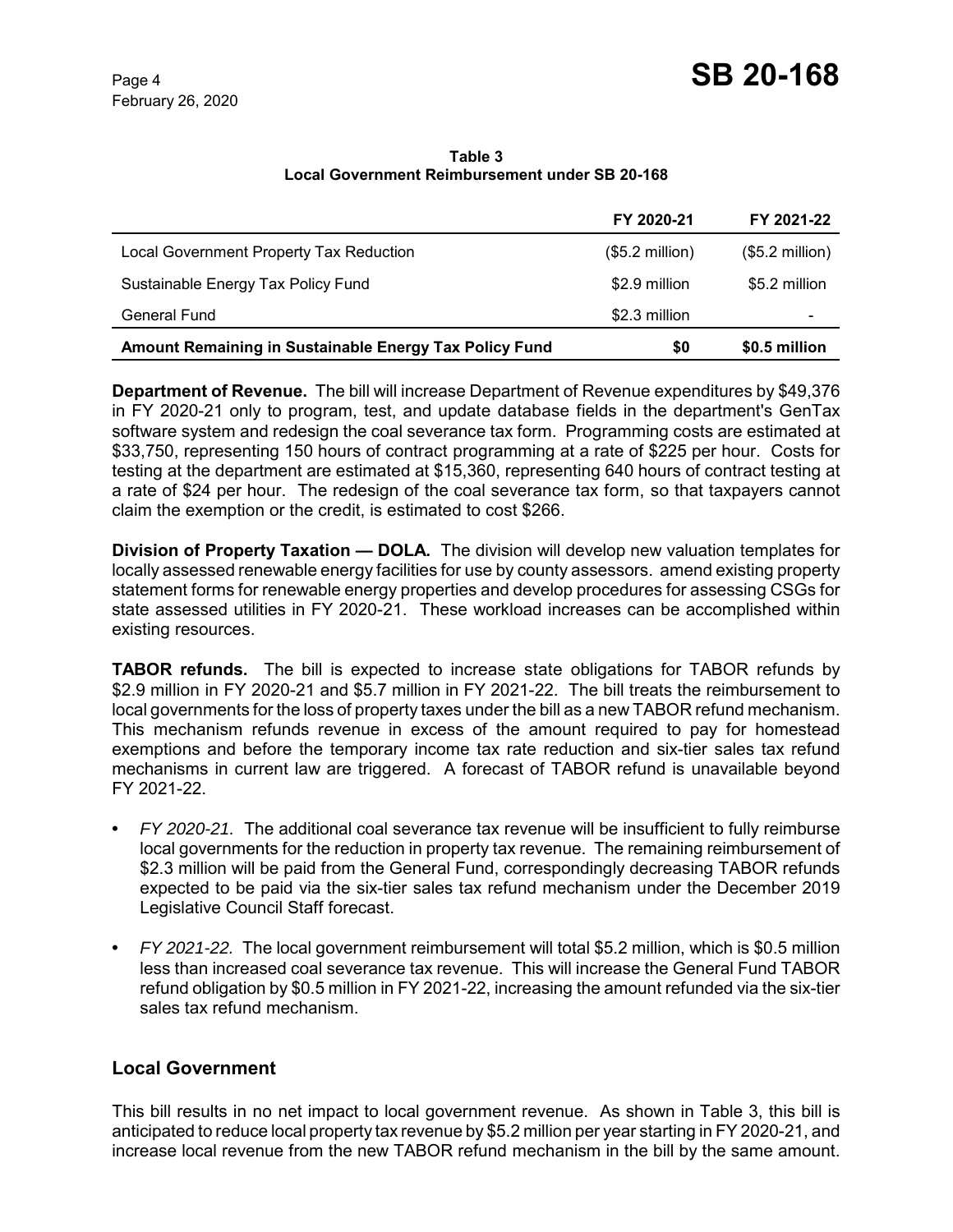**Table 3**
**Local Government Reimbursement under SB 20-168**

| | FY 2020-21 | FY 2021-22 |
|---|---|---|
| Local Government Property Tax Reduction | ($5.2 million) | ($5.2 million) |
| Sustainable Energy Tax Policy Fund | $2.9 million | $5.2 million |
| General Fund | $2.3 million | - |
| **Amount Remaining in Sustainable Energy Tax Policy Fund** | **$0** | **$0.5 million** |

**Department of Revenue.** The bill will increase Department of Revenue expenditures by $49,376 in FY 2020-21 only to program, test, and update database fields in the department's GenTax software system and redesign the coal severance tax form. Programming costs are estimated at $33,750, representing 150 hours of contract programming at a rate of $225 per hour. Costs for testing at the department are estimated at $15,360, representing 640 hours of contract testing at a rate of $24 per hour. The redesign of the coal severance tax form, so that taxpayers cannot claim the exemption or the credit, is estimated to cost $266.

**Division of Property Taxation — DOLA.** The division will develop new valuation templates for locally assessed renewable energy facilities for use by county assessors. amend existing property statement forms for renewable energy properties and develop procedures for assessing CSGs for state assessed utilities in FY 2020-21. These workload increases can be accomplished within existing resources.

**TABOR refunds.** The bill is expected to increase state obligations for TABOR refunds by $2.9 million in FY 2020-21 and $5.7 million in FY 2021-22. The bill treats the reimbursement to local governments for the loss of property taxes under the bill as a new TABOR refund mechanism. This mechanism refunds revenue in excess of the amount required to pay for homestead exemptions and before the temporary income tax rate reduction and six-tier sales tax refund mechanisms in current law are triggered. A forecast of TABOR refund is unavailable beyond FY 2021-22.

- *FY 2020-21.* The additional coal severance tax revenue will be insufficient to fully reimburse local governments for the reduction in property tax revenue. The remaining reimbursement of $2.3 million will be paid from the General Fund, correspondingly decreasing TABOR refunds expected to be paid via the six-tier sales tax refund mechanism under the December 2019 Legislative Council Staff forecast.
- *FY 2021-22.* The local government reimbursement will total $5.2 million, which is $0.5 million less than increased coal severance tax revenue. This will increase the General Fund TABOR refund obligation by $0.5 million in FY 2021-22, increasing the amount refunded via the six-tier sales tax refund mechanism.

## Local Government

This bill results in no net impact to local government revenue. As shown in Table 3, this bill is anticipated to reduce local property tax revenue by $5.2 million per year starting in FY 2020-21, and increase local revenue from the new TABOR refund mechanism in the bill by the same amount.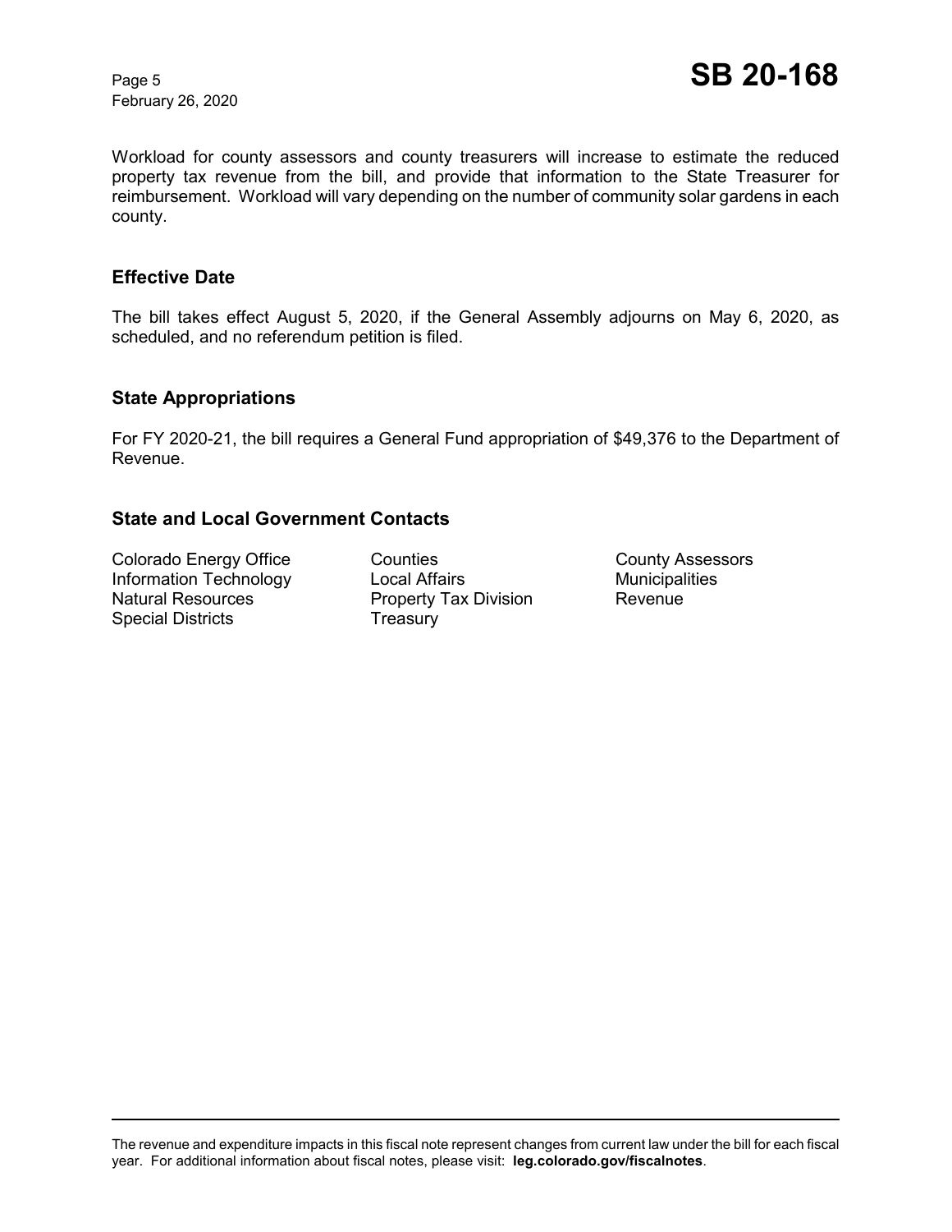Workload for county assessors and county treasurers will increase to estimate the reduced property tax revenue from the bill, and provide that information to the State Treasurer for reimbursement. Workload will vary depending on the number of community solar gardens in each county.

## Effective Date

The bill takes effect August 5, 2020, if the General Assembly adjourns on May 6, 2020, as scheduled, and no referendum petition is filed.

## State Appropriations

For FY 2020-21, the bill requires a General Fund appropriation of $49,376 to the Department of Revenue.

## State and Local Government Contacts

Colorado Energy Office
Counties
County Assessors
Information Technology
Local Affairs
Municipalities
Natural Resources
Property Tax Division
Revenue
Special Districts
Treasury

The revenue and expenditure impacts in this fiscal note represent changes from current law under the bill for each fiscal year. For additional information about fiscal notes, please visit: **leg.colorado.gov/fiscalnotes**.